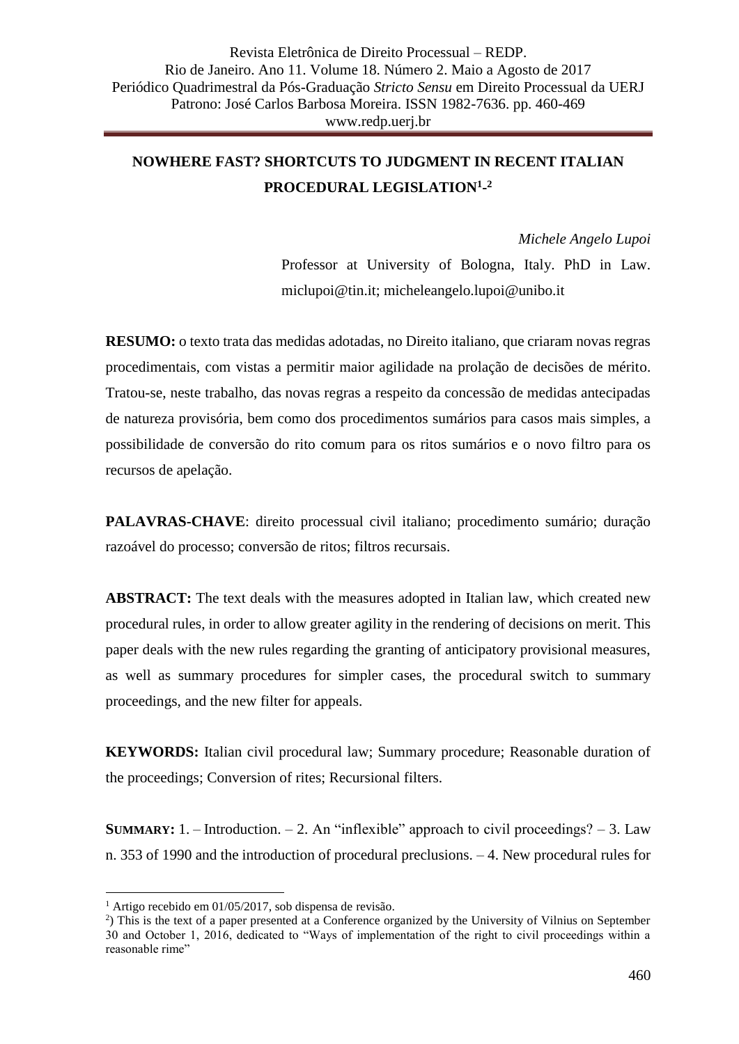# NOWHERE FAST? SHORTCUTS TO JUDGMENT IN RECENT ITALIAN PROCEDURAL LEGISLATION[1]-[2]

*Michele Angelo Lupoi*

Professor at University of Bologna, Italy. PhD in Law. miclupoi@tin.it; micheleangelo.lupoi@unibo.it

**RESUMO:** o texto trata das medidas adotadas, no Direito italiano, que criaram novas regras procedimentais, com vistas a permitir maior agilidade na prolação de decisões de mérito. Tratou-se, neste trabalho, das novas regras a respeito da concessão de medidas antecipadas de natureza provisória, bem como dos procedimentos sumários para casos mais simples, a possibilidade de conversão do rito comum para os ritos sumários e o novo filtro para os recursos de apelação.

**PALAVRAS-CHAVE**: direito processual civil italiano; procedimento sumário; duração razoável do processo; conversão de ritos; filtros recursais.

**ABSTRACT:** The text deals with the measures adopted in Italian law, which created new procedural rules, in order to allow greater agility in the rendering of decisions on merit. This paper deals with the new rules regarding the granting of anticipatory provisional measures, as well as summary procedures for simpler cases, the procedural switch to summary proceedings, and the new filter for appeals.

**KEYWORDS:** Italian civil procedural law; Summary procedure; Reasonable duration of the proceedings; Conversion of rites; Recursional filters.

**SUMMARY:** 1. – Introduction. – 2. An "inflexible" approach to civil proceedings? – 3. Law n. 353 of 1990 and the introduction of procedural preclusions. – 4. New procedural rules for

---

[1] Artigo recebido em 01/05/2017, sob dispensa de revisão.

[2]) This is the text of a paper presented at a Conference organized by the University of Vilnius on September 30 and October 1, 2016, dedicated to "Ways of implementation of the right to civil proceedings within a reasonable rime"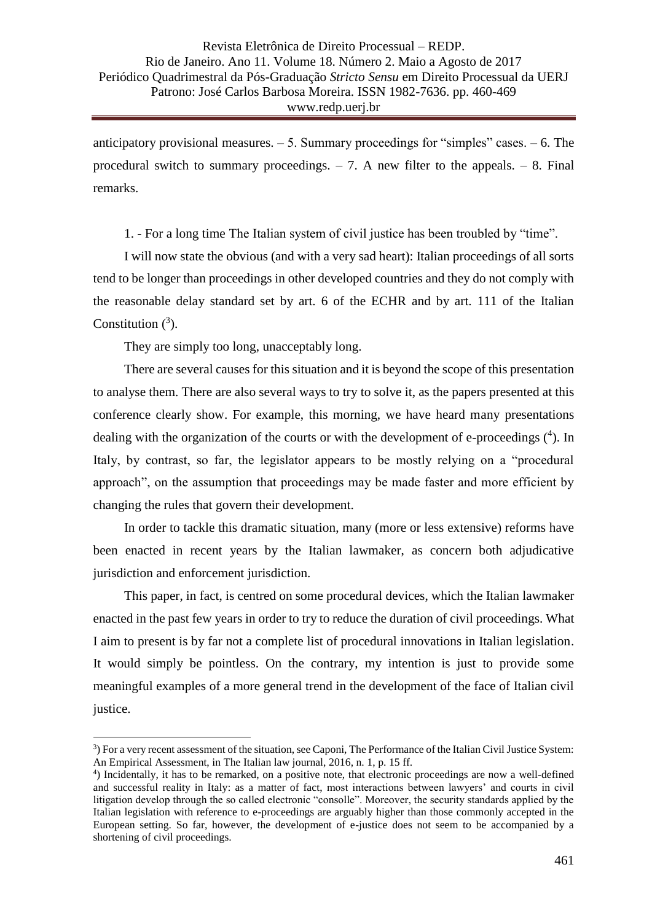anticipatory provisional measures. – 5. Summary proceedings for "simples" cases. – 6. The procedural switch to summary proceedings. – 7. A new filter to the appeals. – 8. Final remarks.

1. - For a long time The Italian system of civil justice has been troubled by "time".

I will now state the obvious (and with a very sad heart): Italian proceedings of all sorts tend to be longer than proceedings in other developed countries and they do not comply with the reasonable delay standard set by art. 6 of the ECHR and by art. 111 of the Italian Constitution ([3]).

They are simply too long, unacceptably long.

There are several causes for this situation and it is beyond the scope of this presentation to analyse them. There are also several ways to try to solve it, as the papers presented at this conference clearly show. For example, this morning, we have heard many presentations dealing with the organization of the courts or with the development of e-proceedings ([4]). In Italy, by contrast, so far, the legislator appears to be mostly relying on a "procedural approach", on the assumption that proceedings may be made faster and more efficient by changing the rules that govern their development.

In order to tackle this dramatic situation, many (more or less extensive) reforms have been enacted in recent years by the Italian lawmaker, as concern both adjudicative jurisdiction and enforcement jurisdiction.

This paper, in fact, is centred on some procedural devices, which the Italian lawmaker enacted in the past few years in order to try to reduce the duration of civil proceedings. What I aim to present is by far not a complete list of procedural innovations in Italian legislation. It would simply be pointless. On the contrary, my intention is just to provide some meaningful examples of a more general trend in the development of the face of Italian civil justice.

---

[3]) For a very recent assessment of the situation, see Caponi, The Performance of the Italian Civil Justice System: An Empirical Assessment, in The Italian law journal, 2016, n. 1, p. 15 ff.

[4]) Incidentally, it has to be remarked, on a positive note, that electronic proceedings are now a well-defined and successful reality in Italy: as a matter of fact, most interactions between lawyers' and courts in civil litigation develop through the so called electronic "consolle". Moreover, the security standards applied by the Italian legislation with reference to e-proceedings are arguably higher than those commonly accepted in the European setting. So far, however, the development of e-justice does not seem to be accompanied by a shortening of civil proceedings.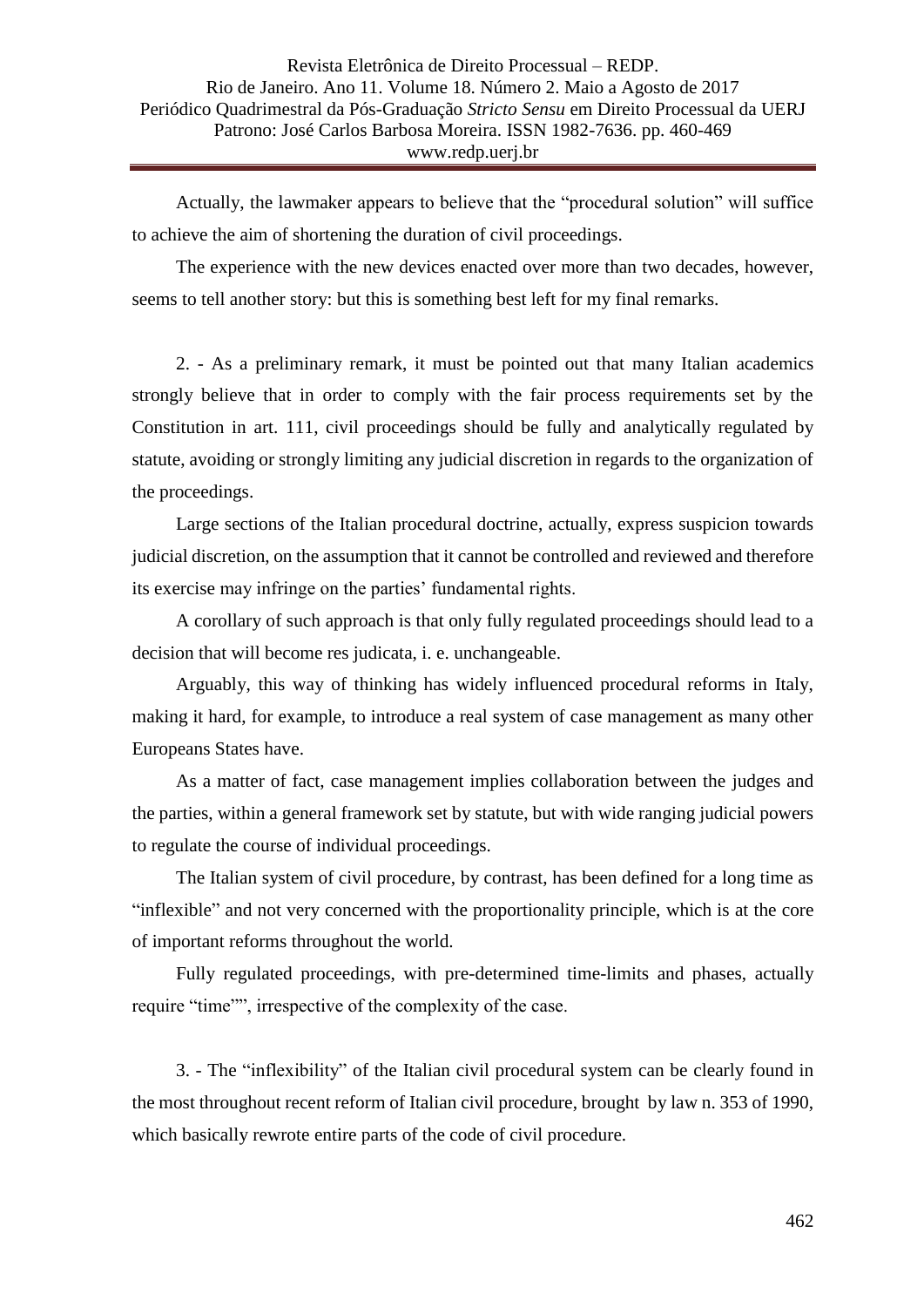Actually, the lawmaker appears to believe that the "procedural solution" will suffice to achieve the aim of shortening the duration of civil proceedings.

The experience with the new devices enacted over more than two decades, however, seems to tell another story: but this is something best left for my final remarks.

2. - As a preliminary remark, it must be pointed out that many Italian academics strongly believe that in order to comply with the fair process requirements set by the Constitution in art. 111, civil proceedings should be fully and analytically regulated by statute, avoiding or strongly limiting any judicial discretion in regards to the organization of the proceedings.

Large sections of the Italian procedural doctrine, actually, express suspicion towards judicial discretion, on the assumption that it cannot be controlled and reviewed and therefore its exercise may infringe on the parties' fundamental rights.

A corollary of such approach is that only fully regulated proceedings should lead to a decision that will become res judicata, i. e. unchangeable.

Arguably, this way of thinking has widely influenced procedural reforms in Italy, making it hard, for example, to introduce a real system of case management as many other Europeans States have.

As a matter of fact, case management implies collaboration between the judges and the parties, within a general framework set by statute, but with wide ranging judicial powers to regulate the course of individual proceedings.

The Italian system of civil procedure, by contrast, has been defined for a long time as "inflexible" and not very concerned with the proportionality principle, which is at the core of important reforms throughout the world.

Fully regulated proceedings, with pre-determined time-limits and phases, actually require "time"", irrespective of the complexity of the case.

3. - The "inflexibility" of the Italian civil procedural system can be clearly found in the most throughout recent reform of Italian civil procedure, brought by law n. 353 of 1990, which basically rewrote entire parts of the code of civil procedure.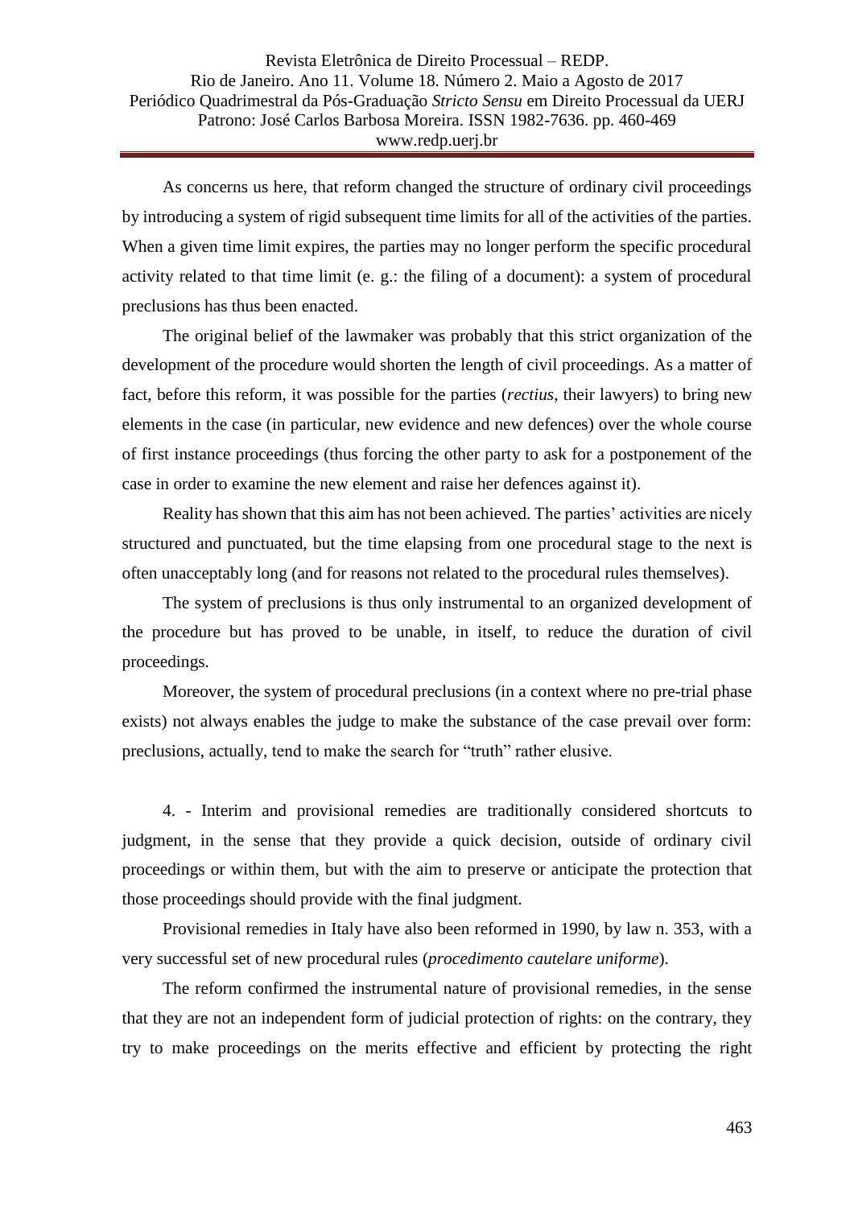As concerns us here, that reform changed the structure of ordinary civil proceedings by introducing a system of rigid subsequent time limits for all of the activities of the parties. When a given time limit expires, the parties may no longer perform the specific procedural activity related to that time limit (e. g.: the filing of a document): a system of procedural preclusions has thus been enacted.

The original belief of the lawmaker was probably that this strict organization of the development of the procedure would shorten the length of civil proceedings. As a matter of fact, before this reform, it was possible for the parties (*rectius*, their lawyers) to bring new elements in the case (in particular, new evidence and new defences) over the whole course of first instance proceedings (thus forcing the other party to ask for a postponement of the case in order to examine the new element and raise her defences against it).

Reality has shown that this aim has not been achieved. The parties' activities are nicely structured and punctuated, but the time elapsing from one procedural stage to the next is often unacceptably long (and for reasons not related to the procedural rules themselves).

The system of preclusions is thus only instrumental to an organized development of the procedure but has proved to be unable, in itself, to reduce the duration of civil proceedings.

Moreover, the system of procedural preclusions (in a context where no pre-trial phase exists) not always enables the judge to make the substance of the case prevail over form: preclusions, actually, tend to make the search for "truth" rather elusive.

4. - Interim and provisional remedies are traditionally considered shortcuts to judgment, in the sense that they provide a quick decision, outside of ordinary civil proceedings or within them, but with the aim to preserve or anticipate the protection that those proceedings should provide with the final judgment.

Provisional remedies in Italy have also been reformed in 1990, by law n. 353, with a very successful set of new procedural rules (*procedimento cautelare uniforme*).

The reform confirmed the instrumental nature of provisional remedies, in the sense that they are not an independent form of judicial protection of rights: on the contrary, they try to make proceedings on the merits effective and efficient by protecting the right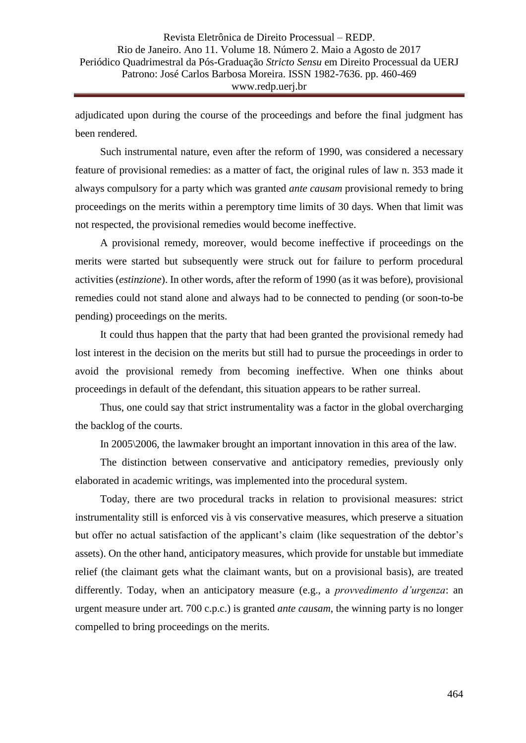adjudicated upon during the course of the proceedings and before the final judgment has been rendered.

Such instrumental nature, even after the reform of 1990, was considered a necessary feature of provisional remedies: as a matter of fact, the original rules of law n. 353 made it always compulsory for a party which was granted *ante causam* provisional remedy to bring proceedings on the merits within a peremptory time limits of 30 days. When that limit was not respected, the provisional remedies would become ineffective.

A provisional remedy, moreover, would become ineffective if proceedings on the merits were started but subsequently were struck out for failure to perform procedural activities (*estinzione*). In other words, after the reform of 1990 (as it was before), provisional remedies could not stand alone and always had to be connected to pending (or soon-to-be pending) proceedings on the merits.

It could thus happen that the party that had been granted the provisional remedy had lost interest in the decision on the merits but still had to pursue the proceedings in order to avoid the provisional remedy from becoming ineffective. When one thinks about proceedings in default of the defendant, this situation appears to be rather surreal.

Thus, one could say that strict instrumentality was a factor in the global overcharging the backlog of the courts.

In 2005\2006, the lawmaker brought an important innovation in this area of the law.

The distinction between conservative and anticipatory remedies, previously only elaborated in academic writings, was implemented into the procedural system.

Today, there are two procedural tracks in relation to provisional measures: strict instrumentality still is enforced vis à vis conservative measures, which preserve a situation but offer no actual satisfaction of the applicant's claim (like sequestration of the debtor's assets). On the other hand, anticipatory measures, which provide for unstable but immediate relief (the claimant gets what the claimant wants, but on a provisional basis), are treated differently. Today, when an anticipatory measure (e.g., a *provvedimento d'urgenza*: an urgent measure under art. 700 c.p.c.) is granted *ante causam*, the winning party is no longer compelled to bring proceedings on the merits.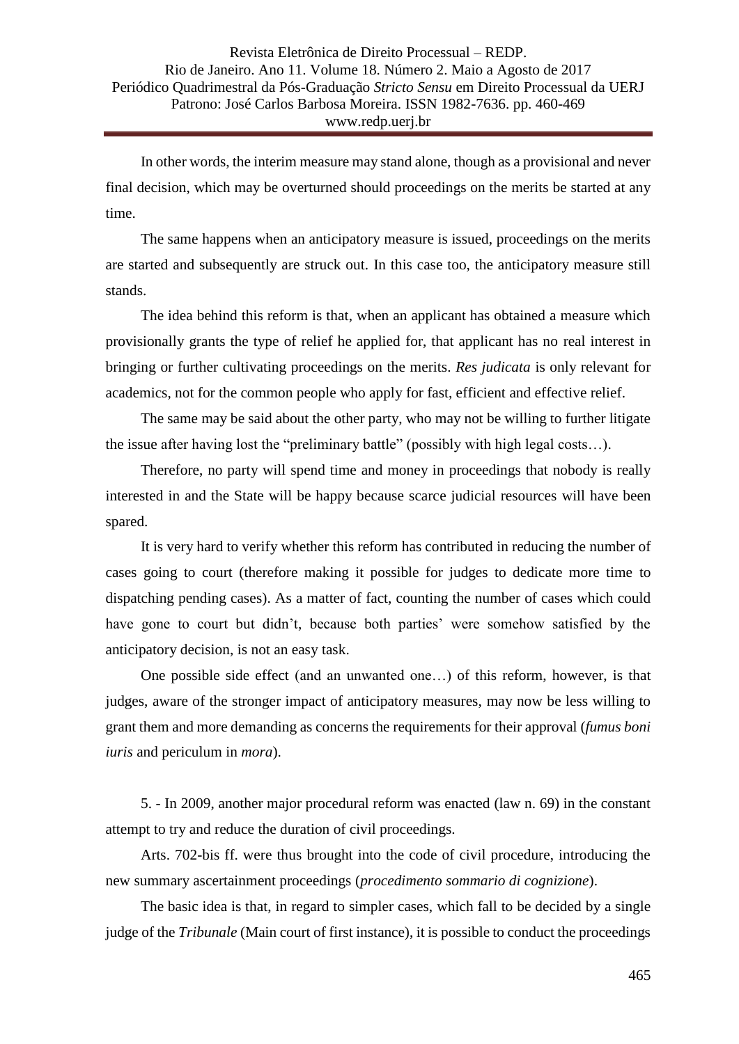In other words, the interim measure may stand alone, though as a provisional and never final decision, which may be overturned should proceedings on the merits be started at any time.

The same happens when an anticipatory measure is issued, proceedings on the merits are started and subsequently are struck out. In this case too, the anticipatory measure still stands.

The idea behind this reform is that, when an applicant has obtained a measure which provisionally grants the type of relief he applied for, that applicant has no real interest in bringing or further cultivating proceedings on the merits. *Res judicata* is only relevant for academics, not for the common people who apply for fast, efficient and effective relief.

The same may be said about the other party, who may not be willing to further litigate the issue after having lost the "preliminary battle" (possibly with high legal costs…).

Therefore, no party will spend time and money in proceedings that nobody is really interested in and the State will be happy because scarce judicial resources will have been spared.

It is very hard to verify whether this reform has contributed in reducing the number of cases going to court (therefore making it possible for judges to dedicate more time to dispatching pending cases). As a matter of fact, counting the number of cases which could have gone to court but didn't, because both parties' were somehow satisfied by the anticipatory decision, is not an easy task.

One possible side effect (and an unwanted one…) of this reform, however, is that judges, aware of the stronger impact of anticipatory measures, may now be less willing to grant them and more demanding as concerns the requirements for their approval (*fumus boni iuris* and periculum in *mora*).

5. - In 2009, another major procedural reform was enacted (law n. 69) in the constant attempt to try and reduce the duration of civil proceedings.

Arts. 702-bis ff. were thus brought into the code of civil procedure, introducing the new summary ascertainment proceedings (*procedimento sommario di cognizione*).

The basic idea is that, in regard to simpler cases, which fall to be decided by a single judge of the *Tribunale* (Main court of first instance), it is possible to conduct the proceedings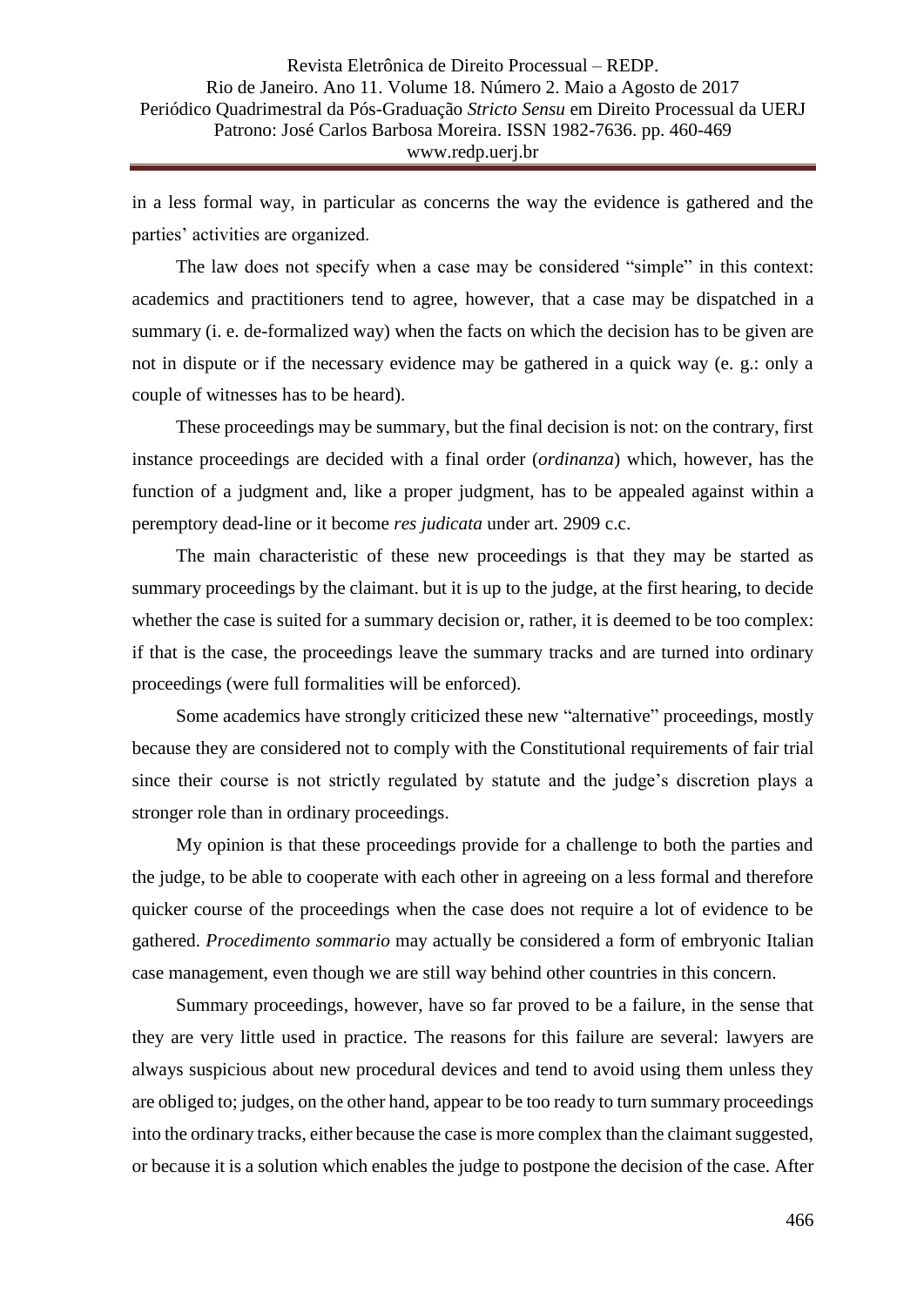in a less formal way, in particular as concerns the way the evidence is gathered and the parties' activities are organized.

The law does not specify when a case may be considered "simple" in this context: academics and practitioners tend to agree, however, that a case may be dispatched in a summary (i. e. de-formalized way) when the facts on which the decision has to be given are not in dispute or if the necessary evidence may be gathered in a quick way (e. g.: only a couple of witnesses has to be heard).

These proceedings may be summary, but the final decision is not: on the contrary, first instance proceedings are decided with a final order (*ordinanza*) which, however, has the function of a judgment and, like a proper judgment, has to be appealed against within a peremptory dead-line or it become *res judicata* under art. 2909 c.c.

The main characteristic of these new proceedings is that they may be started as summary proceedings by the claimant. but it is up to the judge, at the first hearing, to decide whether the case is suited for a summary decision or, rather, it is deemed to be too complex: if that is the case, the proceedings leave the summary tracks and are turned into ordinary proceedings (were full formalities will be enforced).

Some academics have strongly criticized these new "alternative" proceedings, mostly because they are considered not to comply with the Constitutional requirements of fair trial since their course is not strictly regulated by statute and the judge's discretion plays a stronger role than in ordinary proceedings.

My opinion is that these proceedings provide for a challenge to both the parties and the judge, to be able to cooperate with each other in agreeing on a less formal and therefore quicker course of the proceedings when the case does not require a lot of evidence to be gathered. *Procedimento sommario* may actually be considered a form of embryonic Italian case management, even though we are still way behind other countries in this concern.

Summary proceedings, however, have so far proved to be a failure, in the sense that they are very little used in practice. The reasons for this failure are several: lawyers are always suspicious about new procedural devices and tend to avoid using them unless they are obliged to; judges, on the other hand, appear to be too ready to turn summary proceedings into the ordinary tracks, either because the case is more complex than the claimant suggested, or because it is a solution which enables the judge to postpone the decision of the case. After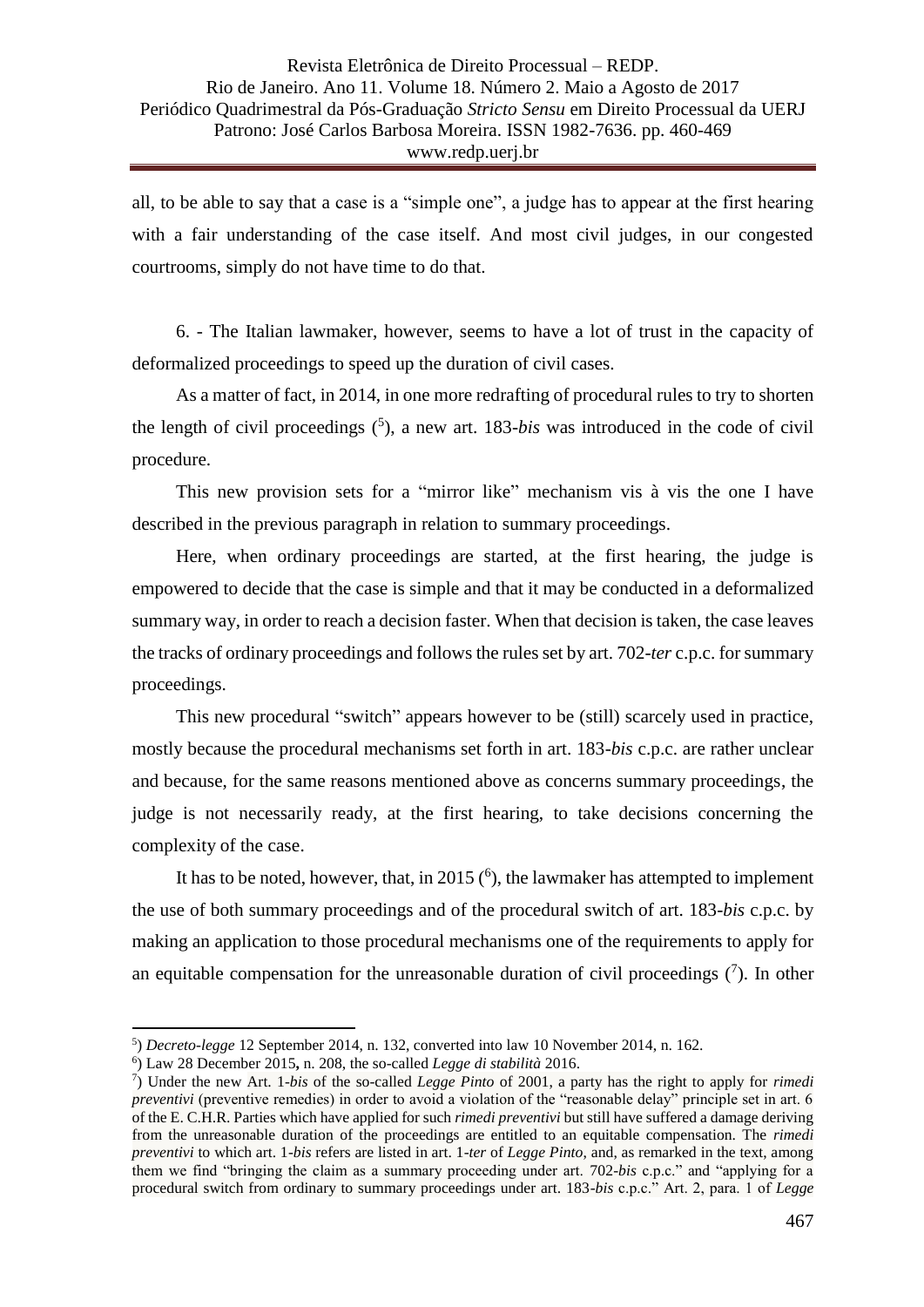all, to be able to say that a case is a "simple one", a judge has to appear at the first hearing with a fair understanding of the case itself. And most civil judges, in our congested courtrooms, simply do not have time to do that.

6. - The Italian lawmaker, however, seems to have a lot of trust in the capacity of deformalized proceedings to speed up the duration of civil cases.

As a matter of fact, in 2014, in one more redrafting of procedural rules to try to shorten the length of civil proceedings ([5]), a new art. 183-*bis* was introduced in the code of civil procedure.

This new provision sets for a "mirror like" mechanism vis à vis the one I have described in the previous paragraph in relation to summary proceedings.

Here, when ordinary proceedings are started, at the first hearing, the judge is empowered to decide that the case is simple and that it may be conducted in a deformalized summary way, in order to reach a decision faster. When that decision is taken, the case leaves the tracks of ordinary proceedings and follows the rules set by art. 702-*ter* c.p.c. for summary proceedings.

This new procedural "switch" appears however to be (still) scarcely used in practice, mostly because the procedural mechanisms set forth in art. 183-*bis* c.p.c. are rather unclear and because, for the same reasons mentioned above as concerns summary proceedings, the judge is not necessarily ready, at the first hearing, to take decisions concerning the complexity of the case.

It has to be noted, however, that, in 2015 ([6]), the lawmaker has attempted to implement the use of both summary proceedings and of the procedural switch of art. 183-*bis* c.p.c. by making an application to those procedural mechanisms one of the requirements to apply for an equitable compensation for the unreasonable duration of civil proceedings ([7]). In other

---

[5]) *Decreto-legge* 12 September 2014, n. 132, converted into law 10 November 2014, n. 162.

[6]) Law 28 December 2015**,** n. 208, the so-called *Legge di stabilità* 2016.

[7]) Under the new Art. 1-*bis* of the so-called *Legge Pinto* of 2001, a party has the right to apply for *rimedi preventivi* (preventive remedies) in order to avoid a violation of the "reasonable delay" principle set in art. 6 of the E. C.H.R. Parties which have applied for such *rimedi preventivi* but still have suffered a damage deriving from the unreasonable duration of the proceedings are entitled to an equitable compensation. The *rimedi preventivi* to which art. 1-*bis* refers are listed in art. 1-*ter* of *Legge Pinto,* and, as remarked in the text, among them we find "bringing the claim as a summary proceeding under art. 702-*bis* c.p.c." and "applying for a procedural switch from ordinary to summary proceedings under art. 183-*bis* c.p.c." Art. 2, para. 1 of *Legge*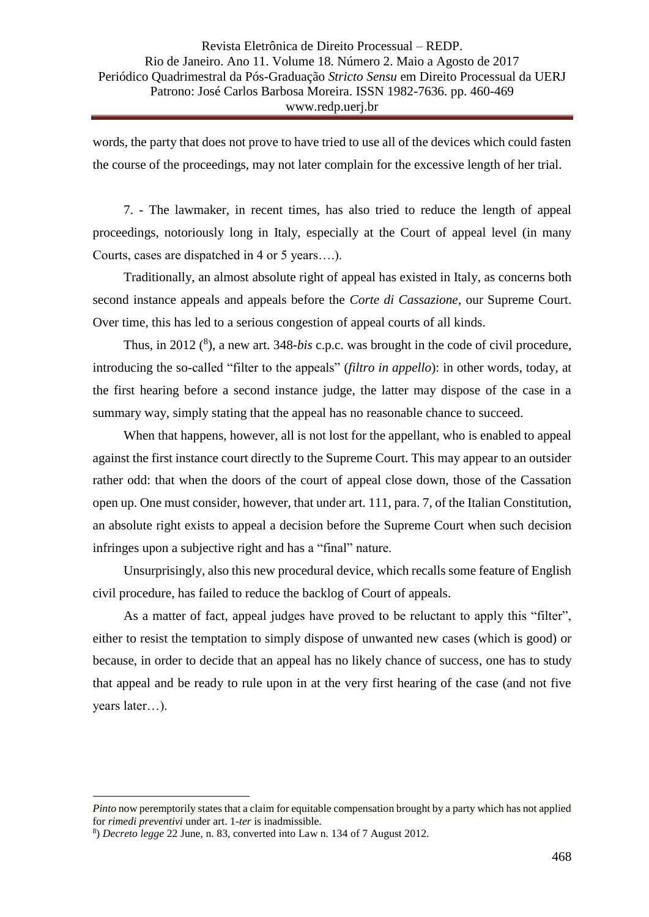words, the party that does not prove to have tried to use all of the devices which could fasten the course of the proceedings, may not later complain for the excessive length of her trial.

7. - The lawmaker, in recent times, has also tried to reduce the length of appeal proceedings, notoriously long in Italy, especially at the Court of appeal level (in many Courts, cases are dispatched in 4 or 5 years….).

Traditionally, an almost absolute right of appeal has existed in Italy, as concerns both second instance appeals and appeals before the *Corte di Cassazione*, our Supreme Court. Over time, this has led to a serious congestion of appeal courts of all kinds.

Thus, in 2012 ([8]), a new art. 348-*bis* c.p.c. was brought in the code of civil procedure, introducing the so-called "filter to the appeals" (*filtro in appello*): in other words, today, at the first hearing before a second instance judge, the latter may dispose of the case in a summary way, simply stating that the appeal has no reasonable chance to succeed.

When that happens, however, all is not lost for the appellant, who is enabled to appeal against the first instance court directly to the Supreme Court. This may appear to an outsider rather odd: that when the doors of the court of appeal close down, those of the Cassation open up. One must consider, however, that under art. 111, para. 7, of the Italian Constitution, an absolute right exists to appeal a decision before the Supreme Court when such decision infringes upon a subjective right and has a "final" nature.

Unsurprisingly, also this new procedural device, which recalls some feature of English civil procedure, has failed to reduce the backlog of Court of appeals.

As a matter of fact, appeal judges have proved to be reluctant to apply this "filter", either to resist the temptation to simply dispose of unwanted new cases (which is good) or because, in order to decide that an appeal has no likely chance of success, one has to study that appeal and be ready to rule upon in at the very first hearing of the case (and not five years later…).

---

*Pinto* now peremptorily states that a claim for equitable compensation brought by a party which has not applied for *rimedi preventivi* under art. 1-*ter* is inadmissible.

[8]) *Decreto legge* 22 June, n. 83, converted into Law n. 134 of 7 August 2012.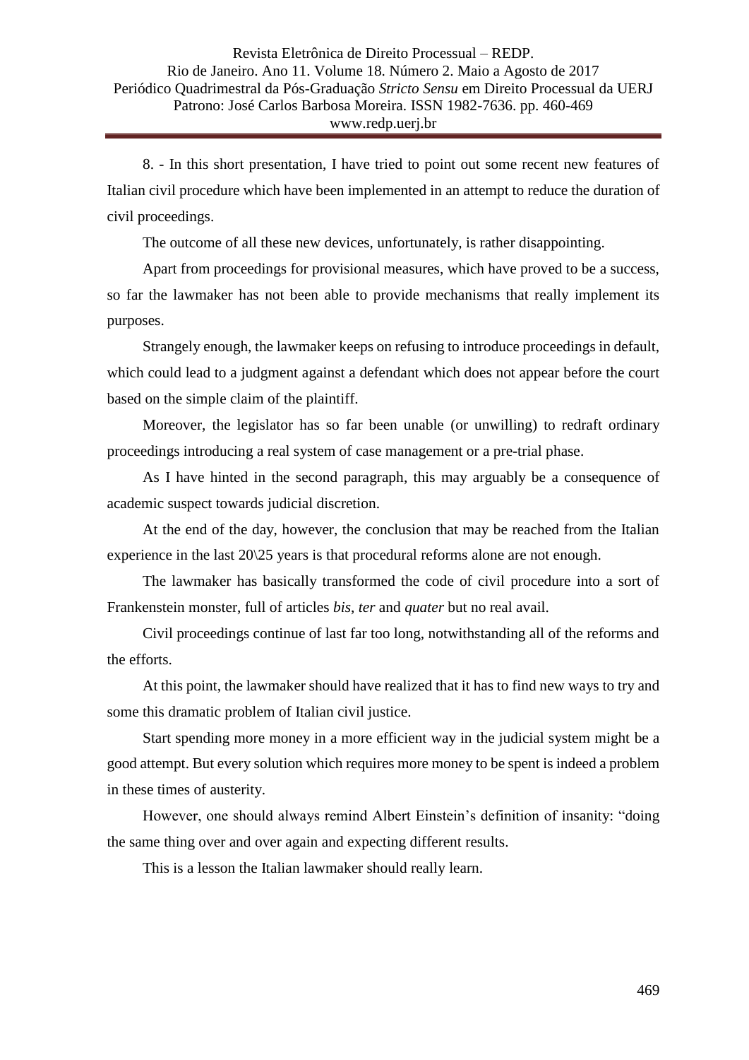8. - In this short presentation, I have tried to point out some recent new features of Italian civil procedure which have been implemented in an attempt to reduce the duration of civil proceedings.

The outcome of all these new devices, unfortunately, is rather disappointing.

Apart from proceedings for provisional measures, which have proved to be a success, so far the lawmaker has not been able to provide mechanisms that really implement its purposes.

Strangely enough, the lawmaker keeps on refusing to introduce proceedings in default, which could lead to a judgment against a defendant which does not appear before the court based on the simple claim of the plaintiff.

Moreover, the legislator has so far been unable (or unwilling) to redraft ordinary proceedings introducing a real system of case management or a pre-trial phase.

As I have hinted in the second paragraph, this may arguably be a consequence of academic suspect towards judicial discretion.

At the end of the day, however, the conclusion that may be reached from the Italian experience in the last 20\25 years is that procedural reforms alone are not enough.

The lawmaker has basically transformed the code of civil procedure into a sort of Frankenstein monster, full of articles *bis*, *ter* and *quater* but no real avail.

Civil proceedings continue of last far too long, notwithstanding all of the reforms and the efforts.

At this point, the lawmaker should have realized that it has to find new ways to try and some this dramatic problem of Italian civil justice.

Start spending more money in a more efficient way in the judicial system might be a good attempt. But every solution which requires more money to be spent is indeed a problem in these times of austerity.

However, one should always remind Albert Einstein's definition of insanity: "doing the same thing over and over again and expecting different results.

This is a lesson the Italian lawmaker should really learn.